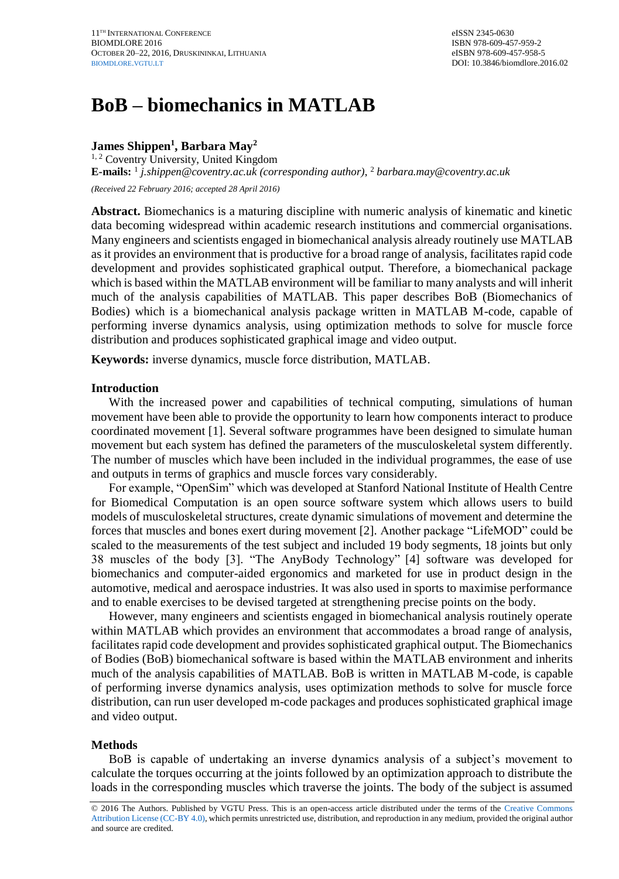# BoB – biomechanics in MATLAB

**James Shippen[1], Barbara May[2]**

[1, 2] Coventry University, United Kingdom

**E-mails:** [1] *j.shippen@coventry.ac.uk (corresponding author)*, [2] *barbara.may@coventry.ac.uk*

*(Received 22 February 2016; accepted 28 April 2016)*

**Abstract.** Biomechanics is a maturing discipline with numeric analysis of kinematic and kinetic data becoming widespread within academic research institutions and commercial organisations. Many engineers and scientists engaged in biomechanical analysis already routinely use MATLAB as it provides an environment that is productive for a broad range of analysis, facilitates rapid code development and provides sophisticated graphical output. Therefore, a biomechanical package which is based within the MATLAB environment will be familiar to many analysts and will inherit much of the analysis capabilities of MATLAB. This paper describes BoB (Biomechanics of Bodies) which is a biomechanical analysis package written in MATLAB M-code, capable of performing inverse dynamics analysis, using optimization methods to solve for muscle force distribution and produces sophisticated graphical image and video output.

**Keywords:** inverse dynamics, muscle force distribution, MATLAB.

## Introduction

With the increased power and capabilities of technical computing, simulations of human movement have been able to provide the opportunity to learn how components interact to produce coordinated movement [1]. Several software programmes have been designed to simulate human movement but each system has defined the parameters of the musculoskeletal system differently. The number of muscles which have been included in the individual programmes, the ease of use and outputs in terms of graphics and muscle forces vary considerably.

For example, "OpenSim" which was developed at Stanford National Institute of Health Centre for Biomedical Computation is an open source software system which allows users to build models of musculoskeletal structures, create dynamic simulations of movement and determine the forces that muscles and bones exert during movement [2]. Another package "LifeMOD" could be scaled to the measurements of the test subject and included 19 body segments, 18 joints but only 38 muscles of the body [3]. "The AnyBody Technology" [4] software was developed for biomechanics and computer-aided ergonomics and marketed for use in product design in the automotive, medical and aerospace industries. It was also used in sports to maximise performance and to enable exercises to be devised targeted at strengthening precise points on the body.

However, many engineers and scientists engaged in biomechanical analysis routinely operate within MATLAB which provides an environment that accommodates a broad range of analysis, facilitates rapid code development and provides sophisticated graphical output. The Biomechanics of Bodies (BoB) biomechanical software is based within the MATLAB environment and inherits much of the analysis capabilities of MATLAB. BoB is written in MATLAB M-code, is capable of performing inverse dynamics analysis, uses optimization methods to solve for muscle force distribution, can run user developed m-code packages and produces sophisticated graphical image and video output.

## Methods

BoB is capable of undertaking an inverse dynamics analysis of a subject's movement to calculate the torques occurring at the joints followed by an optimization approach to distribute the loads in the corresponding muscles which traverse the joints. The body of the subject is assumed

© 2016 The Authors. Published by VGTU Press. This is an open-access article distributed under the terms of the Creative Commons Attribution License (CC-BY 4.0), which permits unrestricted use, distribution, and reproduction in any medium, provided the original author and source are credited.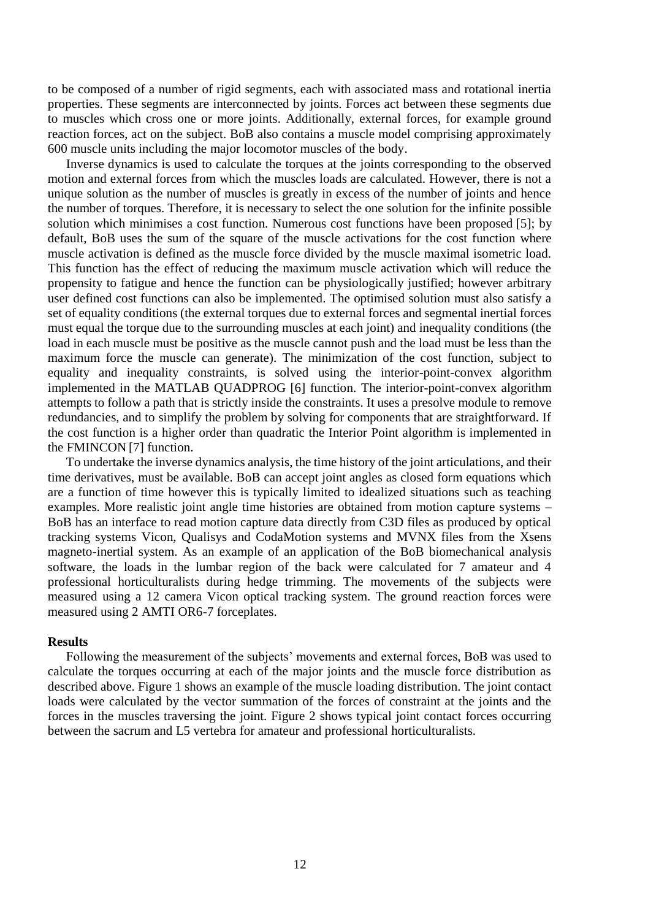to be composed of a number of rigid segments, each with associated mass and rotational inertia properties. These segments are interconnected by joints. Forces act between these segments due to muscles which cross one or more joints. Additionally, external forces, for example ground reaction forces, act on the subject. BoB also contains a muscle model comprising approximately 600 muscle units including the major locomotor muscles of the body.

Inverse dynamics is used to calculate the torques at the joints corresponding to the observed motion and external forces from which the muscles loads are calculated. However, there is not a unique solution as the number of muscles is greatly in excess of the number of joints and hence the number of torques. Therefore, it is necessary to select the one solution for the infinite possible solution which minimises a cost function. Numerous cost functions have been proposed [5]; by default, BoB uses the sum of the square of the muscle activations for the cost function where muscle activation is defined as the muscle force divided by the muscle maximal isometric load. This function has the effect of reducing the maximum muscle activation which will reduce the propensity to fatigue and hence the function can be physiologically justified; however arbitrary user defined cost functions can also be implemented. The optimised solution must also satisfy a set of equality conditions (the external torques due to external forces and segmental inertial forces must equal the torque due to the surrounding muscles at each joint) and inequality conditions (the load in each muscle must be positive as the muscle cannot push and the load must be less than the maximum force the muscle can generate). The minimization of the cost function, subject to equality and inequality constraints, is solved using the interior-point-convex algorithm implemented in the MATLAB QUADPROG [6] function. The interior-point-convex algorithm attempts to follow a path that is strictly inside the constraints. It uses a presolve module to remove redundancies, and to simplify the problem by solving for components that are straightforward. If the cost function is a higher order than quadratic the Interior Point algorithm is implemented in the FMINCON [7] function.

To undertake the inverse dynamics analysis, the time history of the joint articulations, and their time derivatives, must be available. BoB can accept joint angles as closed form equations which are a function of time however this is typically limited to idealized situations such as teaching examples. More realistic joint angle time histories are obtained from motion capture systems – BoB has an interface to read motion capture data directly from C3D files as produced by optical tracking systems Vicon, Qualisys and CodaMotion systems and MVNX files from the Xsens magneto-inertial system. As an example of an application of the BoB biomechanical analysis software, the loads in the lumbar region of the back were calculated for 7 amateur and 4 professional horticulturalists during hedge trimming. The movements of the subjects were measured using a 12 camera Vicon optical tracking system. The ground reaction forces were measured using 2 AMTI OR6-7 forceplates.

## Results

Following the measurement of the subjects' movements and external forces, BoB was used to calculate the torques occurring at each of the major joints and the muscle force distribution as described above. Figure 1 shows an example of the muscle loading distribution. The joint contact loads were calculated by the vector summation of the forces of constraint at the joints and the forces in the muscles traversing the joint. Figure 2 shows typical joint contact forces occurring between the sacrum and L5 vertebra for amateur and professional horticulturalists.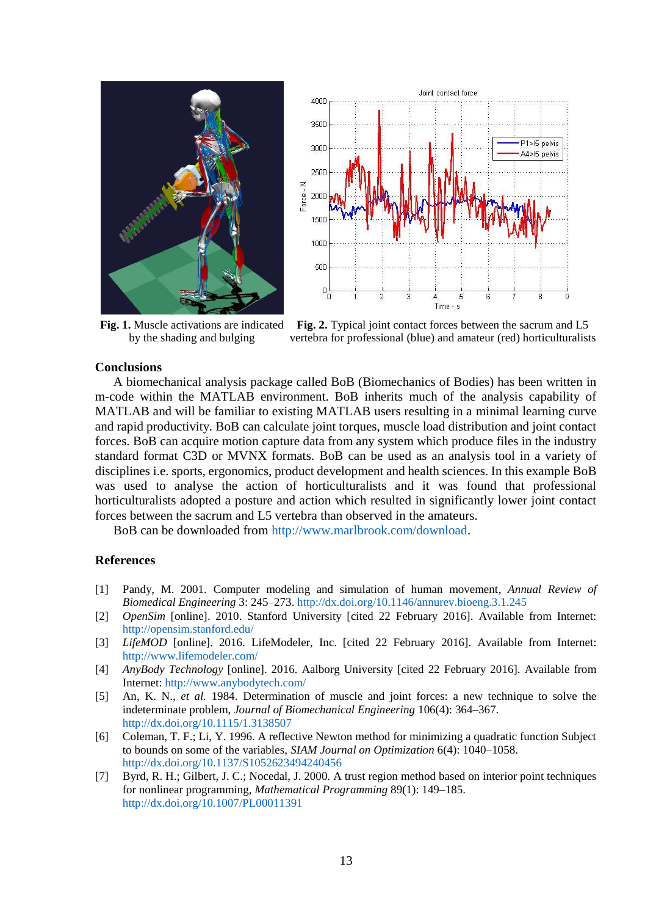Joint contact force

Force - N

Time - s

P1>l5 pelvis

A4>l5 pelvis

4000, 3500, 3000, 2500, 2000, 1500, 1000, 500, 0

0, 1, 2, 3, 4, 5, 6, 7, 8, 9

**Fig. 1.** Muscle activations are indicated by the shading and bulging

**Fig. 2.** Typical joint contact forces between the sacrum and L5 vertebra for professional (blue) and amateur (red) horticulturalists

## Conclusions

A biomechanical analysis package called BoB (Biomechanics of Bodies) has been written in m-code within the MATLAB environment. BoB inherits much of the analysis capability of MATLAB and will be familiar to existing MATLAB users resulting in a minimal learning curve and rapid productivity. BoB can calculate joint torques, muscle load distribution and joint contact forces. BoB can acquire motion capture data from any system which produce files in the industry standard format C3D or MVNX formats. BoB can be used as an analysis tool in a variety of disciplines i.e. sports, ergonomics, product development and health sciences. In this example BoB was used to analyse the action of horticulturalists and it was found that professional horticulturalists adopted a posture and action which resulted in significantly lower joint contact forces between the sacrum and L5 vertebra than observed in the amateurs.

BoB can be downloaded from http://www.marlbrook.com/download.

## References

[1] Pandy, M. 2001. Computer modeling and simulation of human movement, *Annual Review of Biomedical Engineering* 3: 245–273. http://dx.doi.org/10.1146/annurev.bioeng.3.1.245

[2] *OpenSim* [online]. 2010. Stanford University [cited 22 February 2016]. Available from Internet: http://opensim.stanford.edu/

[3] *LifeMOD* [online]. 2016. LifeModeler, Inc. [cited 22 February 2016]. Available from Internet: http://www.lifemodeler.com/

[4] *AnyBody Technology* [online]. 2016. Aalborg University [cited 22 February 2016]. Available from Internet: http://www.anybodytech.com/

[5] An, K. N., *et al.* 1984. Determination of muscle and joint forces: a new technique to solve the indeterminate problem, *Journal of Biomechanical Engineering* 106(4): 364–367. http://dx.doi.org/10.1115/1.3138507

[6] Coleman, T. F.; Li, Y. 1996. A reflective Newton method for minimizing a quadratic function Subject to bounds on some of the variables, *SIAM Journal on Optimization* 6(4): 1040–1058. http://dx.doi.org/10.1137/S1052623494240456

[7] Byrd, R. H.; Gilbert, J. C.; Nocedal, J. 2000. A trust region method based on interior point techniques for nonlinear programming, *Mathematical Programming* 89(1): 149–185. http://dx.doi.org/10.1007/PL00011391